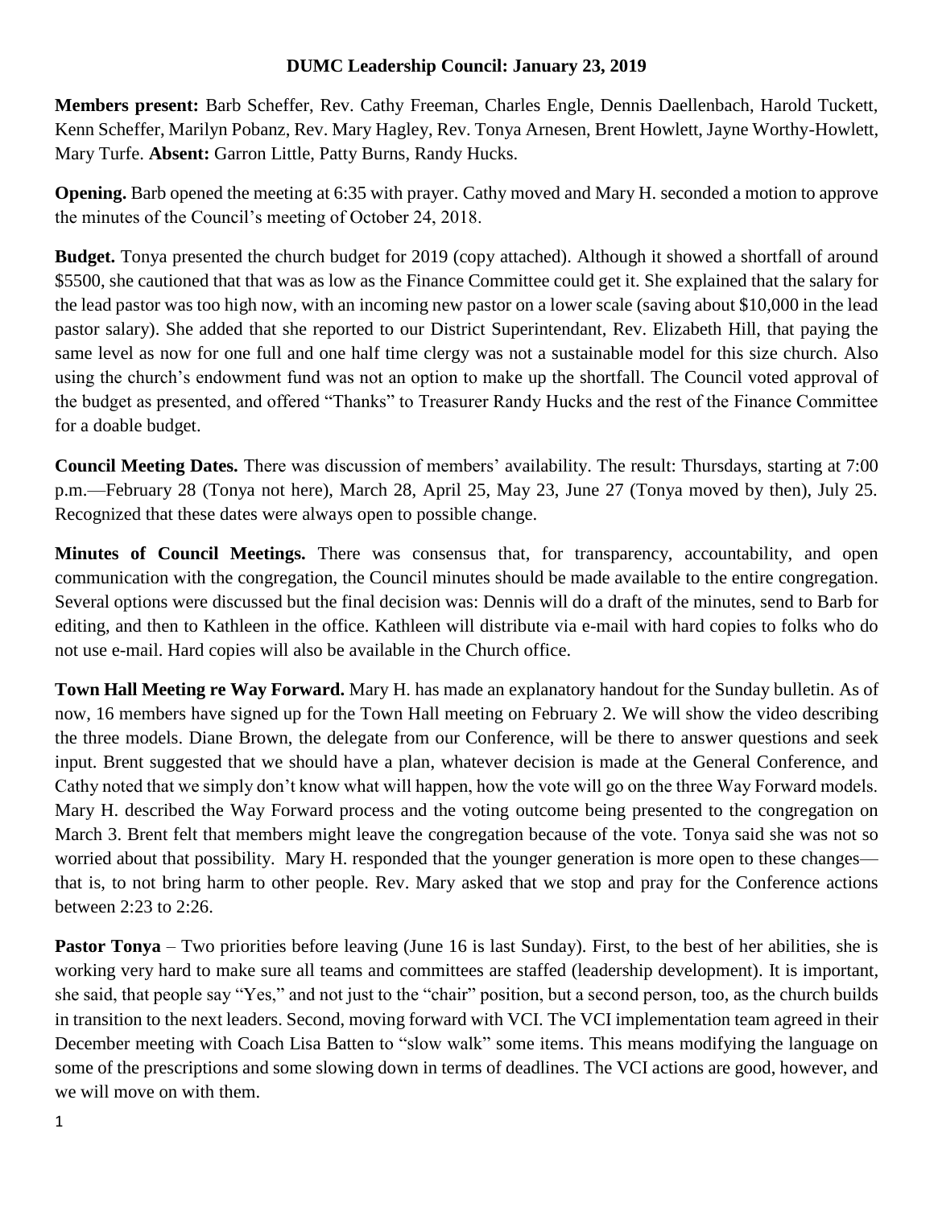# DUMC Leadership Council: January 23, 2019

**Members present:** Barb Scheffer, Rev. Cathy Freeman, Charles Engle, Dennis Daellenbach, Harold Tuckett, Kenn Scheffer, Marilyn Pobanz, Rev. Mary Hagley, Rev. Tonya Arnesen, Brent Howlett, Jayne Worthy-Howlett, Mary Turfe. **Absent:** Garron Little, Patty Burns, Randy Hucks.

**Opening.** Barb opened the meeting at 6:35 with prayer. Cathy moved and Mary H. seconded a motion to approve the minutes of the Council's meeting of October 24, 2018.

**Budget.** Tonya presented the church budget for 2019 (copy attached). Although it showed a shortfall of around \$5500, she cautioned that that was as low as the Finance Committee could get it. She explained that the salary for the lead pastor was too high now, with an incoming new pastor on a lower scale (saving about \$10,000 in the lead pastor salary). She added that she reported to our District Superintendant, Rev. Elizabeth Hill, that paying the same level as now for one full and one half time clergy was not a sustainable model for this size church. Also using the church's endowment fund was not an option to make up the shortfall. The Council voted approval of the budget as presented, and offered "Thanks" to Treasurer Randy Hucks and the rest of the Finance Committee for a doable budget.

**Council Meeting Dates.** There was discussion of members' availability. The result: Thursdays, starting at 7:00 p.m.—February 28 (Tonya not here), March 28, April 25, May 23, June 27 (Tonya moved by then), July 25. Recognized that these dates were always open to possible change.

**Minutes of Council Meetings.** There was consensus that, for transparency, accountability, and open communication with the congregation, the Council minutes should be made available to the entire congregation. Several options were discussed but the final decision was: Dennis will do a draft of the minutes, send to Barb for editing, and then to Kathleen in the office. Kathleen will distribute via e-mail with hard copies to folks who do not use e-mail. Hard copies will also be available in the Church office.

**Town Hall Meeting re Way Forward.** Mary H. has made an explanatory handout for the Sunday bulletin. As of now, 16 members have signed up for the Town Hall meeting on February 2. We will show the video describing the three models. Diane Brown, the delegate from our Conference, will be there to answer questions and seek input. Brent suggested that we should have a plan, whatever decision is made at the General Conference, and Cathy noted that we simply don't know what will happen, how the vote will go on the three Way Forward models. Mary H. described the Way Forward process and the voting outcome being presented to the congregation on March 3. Brent felt that members might leave the congregation because of the vote. Tonya said she was not so worried about that possibility. Mary H. responded that the younger generation is more open to these changes—that is, to not bring harm to other people. Rev. Mary asked that we stop and pray for the Conference actions between 2:23 to 2:26.

**Pastor Tonya** – Two priorities before leaving (June 16 is last Sunday). First, to the best of her abilities, she is working very hard to make sure all teams and committees are staffed (leadership development). It is important, she said, that people say "Yes," and not just to the "chair" position, but a second person, too, as the church builds in transition to the next leaders. Second, moving forward with VCI. The VCI implementation team agreed in their December meeting with Coach Lisa Batten to "slow walk" some items. This means modifying the language on some of the prescriptions and some slowing down in terms of deadlines. The VCI actions are good, however, and we will move on with them.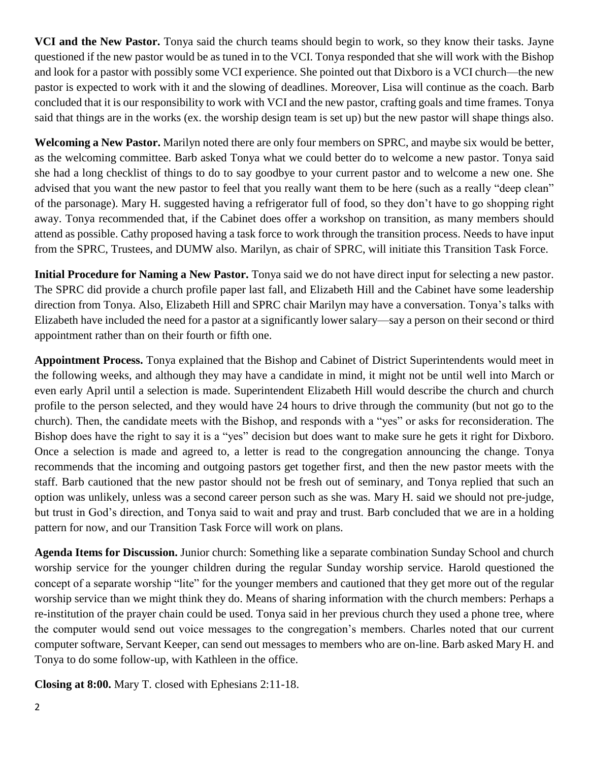**VCI and the New Pastor.** Tonya said the church teams should begin to work, so they know their tasks. Jayne questioned if the new pastor would be as tuned in to the VCI. Tonya responded that she will work with the Bishop and look for a pastor with possibly some VCI experience. She pointed out that Dixboro is a VCI church—the new pastor is expected to work with it and the slowing of deadlines. Moreover, Lisa will continue as the coach. Barb concluded that it is our responsibility to work with VCI and the new pastor, crafting goals and time frames. Tonya said that things are in the works (ex. the worship design team is set up) but the new pastor will shape things also.

**Welcoming a New Pastor.** Marilyn noted there are only four members on SPRC, and maybe six would be better, as the welcoming committee. Barb asked Tonya what we could better do to welcome a new pastor. Tonya said she had a long checklist of things to do to say goodbye to your current pastor and to welcome a new one. She advised that you want the new pastor to feel that you really want them to be here (such as a really "deep clean" of the parsonage). Mary H. suggested having a refrigerator full of food, so they don't have to go shopping right away. Tonya recommended that, if the Cabinet does offer a workshop on transition, as many members should attend as possible. Cathy proposed having a task force to work through the transition process. Needs to have input from the SPRC, Trustees, and DUMW also. Marilyn, as chair of SPRC, will initiate this Transition Task Force.

**Initial Procedure for Naming a New Pastor.** Tonya said we do not have direct input for selecting a new pastor. The SPRC did provide a church profile paper last fall, and Elizabeth Hill and the Cabinet have some leadership direction from Tonya. Also, Elizabeth Hill and SPRC chair Marilyn may have a conversation. Tonya's talks with Elizabeth have included the need for a pastor at a significantly lower salary—say a person on their second or third appointment rather than on their fourth or fifth one.

**Appointment Process.** Tonya explained that the Bishop and Cabinet of District Superintendents would meet in the following weeks, and although they may have a candidate in mind, it might not be until well into March or even early April until a selection is made. Superintendent Elizabeth Hill would describe the church and church profile to the person selected, and they would have 24 hours to drive through the community (but not go to the church). Then, the candidate meets with the Bishop, and responds with a "yes" or asks for reconsideration. The Bishop does have the right to say it is a "yes" decision but does want to make sure he gets it right for Dixboro. Once a selection is made and agreed to, a letter is read to the congregation announcing the change. Tonya recommends that the incoming and outgoing pastors get together first, and then the new pastor meets with the staff. Barb cautioned that the new pastor should not be fresh out of seminary, and Tonya replied that such an option was unlikely, unless was a second career person such as she was. Mary H. said we should not pre-judge, but trust in God's direction, and Tonya said to wait and pray and trust. Barb concluded that we are in a holding pattern for now, and our Transition Task Force will work on plans.

**Agenda Items for Discussion.** Junior church: Something like a separate combination Sunday School and church worship service for the younger children during the regular Sunday worship service. Harold questioned the concept of a separate worship "lite" for the younger members and cautioned that they get more out of the regular worship service than we might think they do. Means of sharing information with the church members: Perhaps a re-institution of the prayer chain could be used. Tonya said in her previous church they used a phone tree, where the computer would send out voice messages to the congregation's members. Charles noted that our current computer software, Servant Keeper, can send out messages to members who are on-line. Barb asked Mary H. and Tonya to do some follow-up, with Kathleen in the office.

**Closing at 8:00.** Mary T. closed with Ephesians 2:11-18.